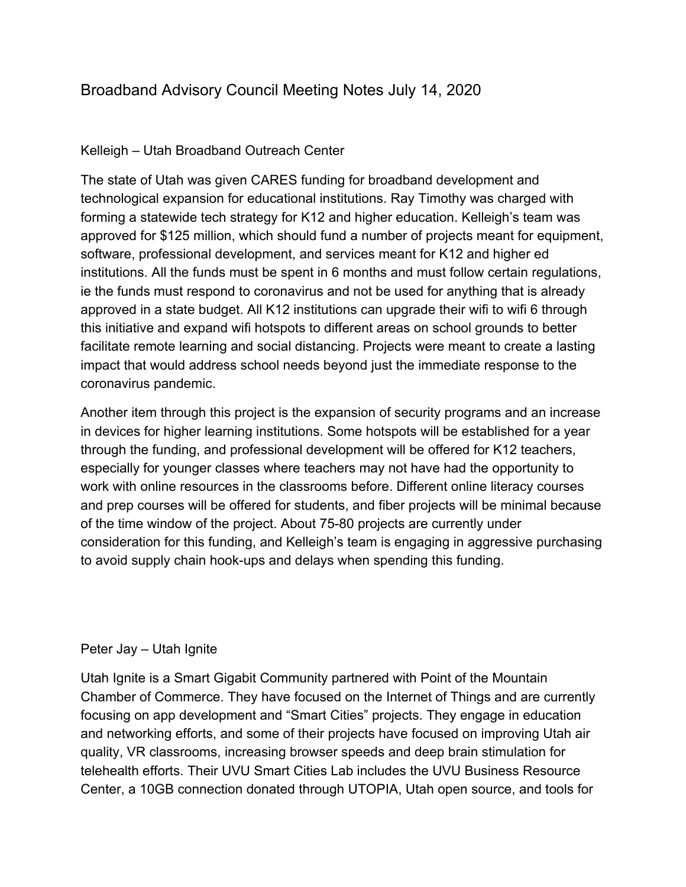# Broadband Advisory Council Meeting Notes July 14, 2020

## Kelleigh – Utah Broadband Outreach Center

The state of Utah was given CARES funding for broadband development and technological expansion for educational institutions. Ray Timothy was charged with forming a statewide tech strategy for K12 and higher education. Kelleigh's team was approved for $125 million, which should fund a number of projects meant for equipment, software, professional development, and services meant for K12 and higher ed institutions. All the funds must be spent in 6 months and must follow certain regulations, ie the funds must respond to coronavirus and not be used for anything that is already approved in a state budget. All K12 institutions can upgrade their wifi to wifi 6 through this initiative and expand wifi hotspots to different areas on school grounds to better facilitate remote learning and social distancing. Projects were meant to create a lasting impact that would address school needs beyond just the immediate response to the coronavirus pandemic.

Another item through this project is the expansion of security programs and an increase in devices for higher learning institutions. Some hotspots will be established for a year through the funding, and professional development will be offered for K12 teachers, especially for younger classes where teachers may not have had the opportunity to work with online resources in the classrooms before. Different online literacy courses and prep courses will be offered for students, and fiber projects will be minimal because of the time window of the project. About 75-80 projects are currently under consideration for this funding, and Kelleigh's team is engaging in aggressive purchasing to avoid supply chain hook-ups and delays when spending this funding.

## Peter Jay – Utah Ignite

Utah Ignite is a Smart Gigabit Community partnered with Point of the Mountain Chamber of Commerce. They have focused on the Internet of Things and are currently focusing on app development and "Smart Cities" projects. They engage in education and networking efforts, and some of their projects have focused on improving Utah air quality, VR classrooms, increasing browser speeds and deep brain stimulation for telehealth efforts. Their UVU Smart Cities Lab includes the UVU Business Resource Center, a 10GB connection donated through UTOPIA, Utah open source, and tools for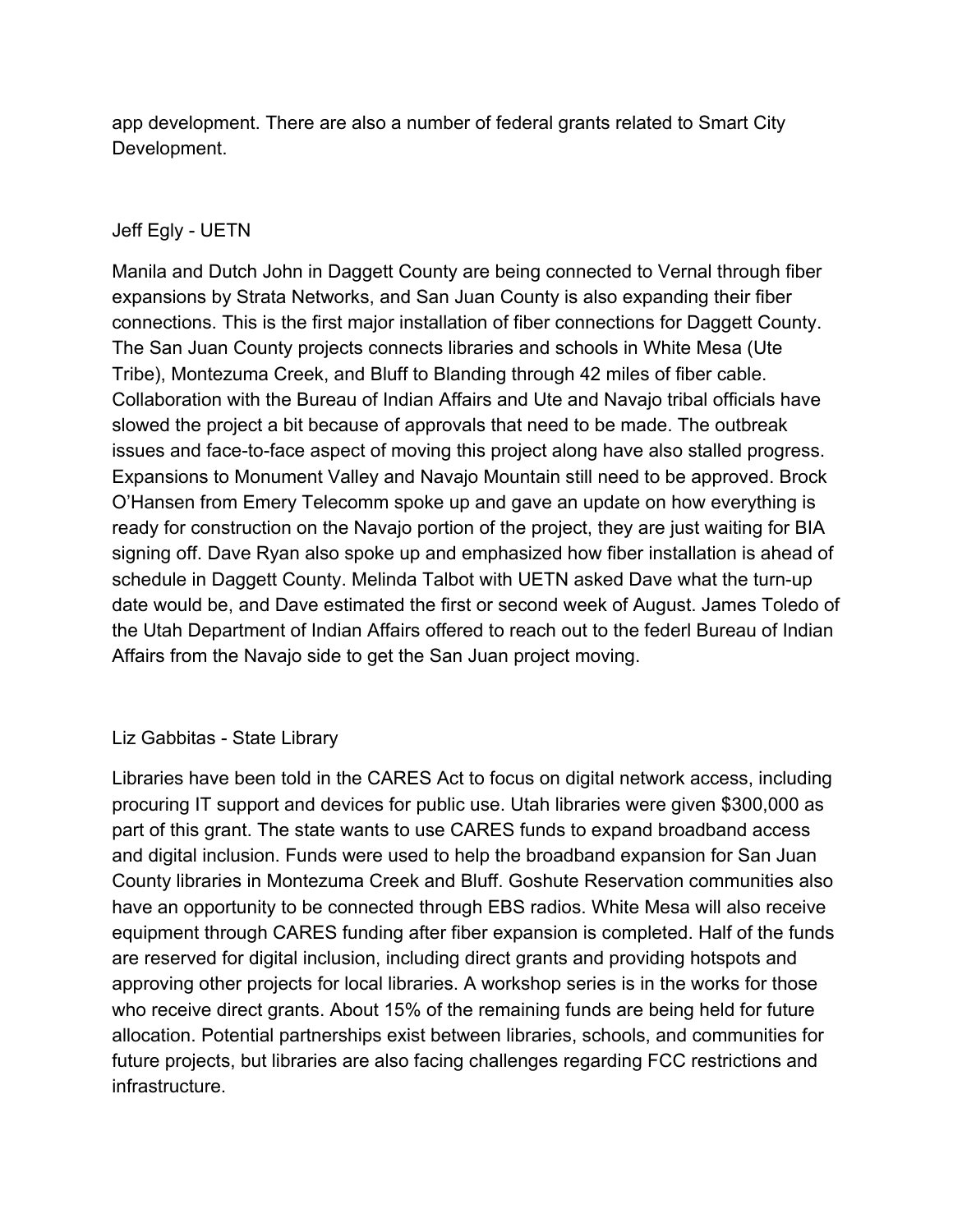app development. There are also a number of federal grants related to Smart City Development.

Jeff Egly - UETN

Manila and Dutch John in Daggett County are being connected to Vernal through fiber expansions by Strata Networks, and San Juan County is also expanding their fiber connections. This is the first major installation of fiber connections for Daggett County. The San Juan County projects connects libraries and schools in White Mesa (Ute Tribe), Montezuma Creek, and Bluff to Blanding through 42 miles of fiber cable. Collaboration with the Bureau of Indian Affairs and Ute and Navajo tribal officials have slowed the project a bit because of approvals that need to be made. The outbreak issues and face-to-face aspect of moving this project along have also stalled progress. Expansions to Monument Valley and Navajo Mountain still need to be approved. Brock O'Hansen from Emery Telecomm spoke up and gave an update on how everything is ready for construction on the Navajo portion of the project, they are just waiting for BIA signing off. Dave Ryan also spoke up and emphasized how fiber installation is ahead of schedule in Daggett County. Melinda Talbot with UETN asked Dave what the turn-up date would be, and Dave estimated the first or second week of August. James Toledo of the Utah Department of Indian Affairs offered to reach out to the federl Bureau of Indian Affairs from the Navajo side to get the San Juan project moving.

Liz Gabbitas - State Library

Libraries have been told in the CARES Act to focus on digital network access, including procuring IT support and devices for public use. Utah libraries were given $300,000 as part of this grant. The state wants to use CARES funds to expand broadband access and digital inclusion. Funds were used to help the broadband expansion for San Juan County libraries in Montezuma Creek and Bluff. Goshute Reservation communities also have an opportunity to be connected through EBS radios. White Mesa will also receive equipment through CARES funding after fiber expansion is completed. Half of the funds are reserved for digital inclusion, including direct grants and providing hotspots and approving other projects for local libraries. A workshop series is in the works for those who receive direct grants. About 15% of the remaining funds are being held for future allocation. Potential partnerships exist between libraries, schools, and communities for future projects, but libraries are also facing challenges regarding FCC restrictions and infrastructure.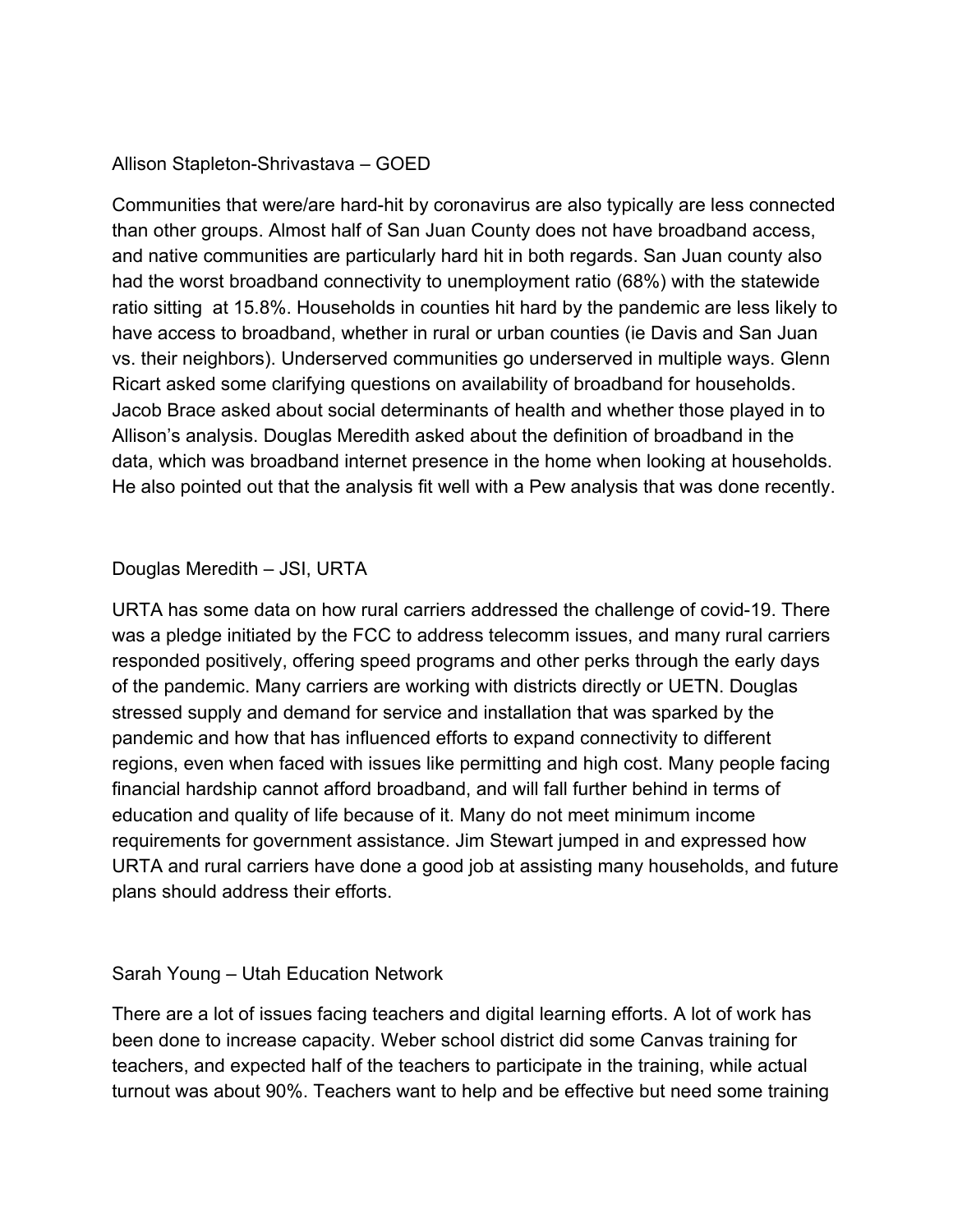Allison Stapleton-Shrivastava – GOED

Communities that were/are hard-hit by coronavirus are also typically are less connected than other groups. Almost half of San Juan County does not have broadband access, and native communities are particularly hard hit in both regards. San Juan county also had the worst broadband connectivity to unemployment ratio (68%) with the statewide ratio sitting  at 15.8%. Households in counties hit hard by the pandemic are less likely to have access to broadband, whether in rural or urban counties (ie Davis and San Juan vs. their neighbors). Underserved communities go underserved in multiple ways. Glenn Ricart asked some clarifying questions on availability of broadband for households. Jacob Brace asked about social determinants of health and whether those played in to Allison's analysis. Douglas Meredith asked about the definition of broadband in the data, which was broadband internet presence in the home when looking at households. He also pointed out that the analysis fit well with a Pew analysis that was done recently.

Douglas Meredith – JSI, URTA

URTA has some data on how rural carriers addressed the challenge of covid-19. There was a pledge initiated by the FCC to address telecomm issues, and many rural carriers responded positively, offering speed programs and other perks through the early days of the pandemic. Many carriers are working with districts directly or UETN. Douglas stressed supply and demand for service and installation that was sparked by the pandemic and how that has influenced efforts to expand connectivity to different regions, even when faced with issues like permitting and high cost. Many people facing financial hardship cannot afford broadband, and will fall further behind in terms of education and quality of life because of it. Many do not meet minimum income requirements for government assistance. Jim Stewart jumped in and expressed how URTA and rural carriers have done a good job at assisting many households, and future plans should address their efforts.

Sarah Young – Utah Education Network

There are a lot of issues facing teachers and digital learning efforts. A lot of work has been done to increase capacity. Weber school district did some Canvas training for teachers, and expected half of the teachers to participate in the training, while actual turnout was about 90%. Teachers want to help and be effective but need some training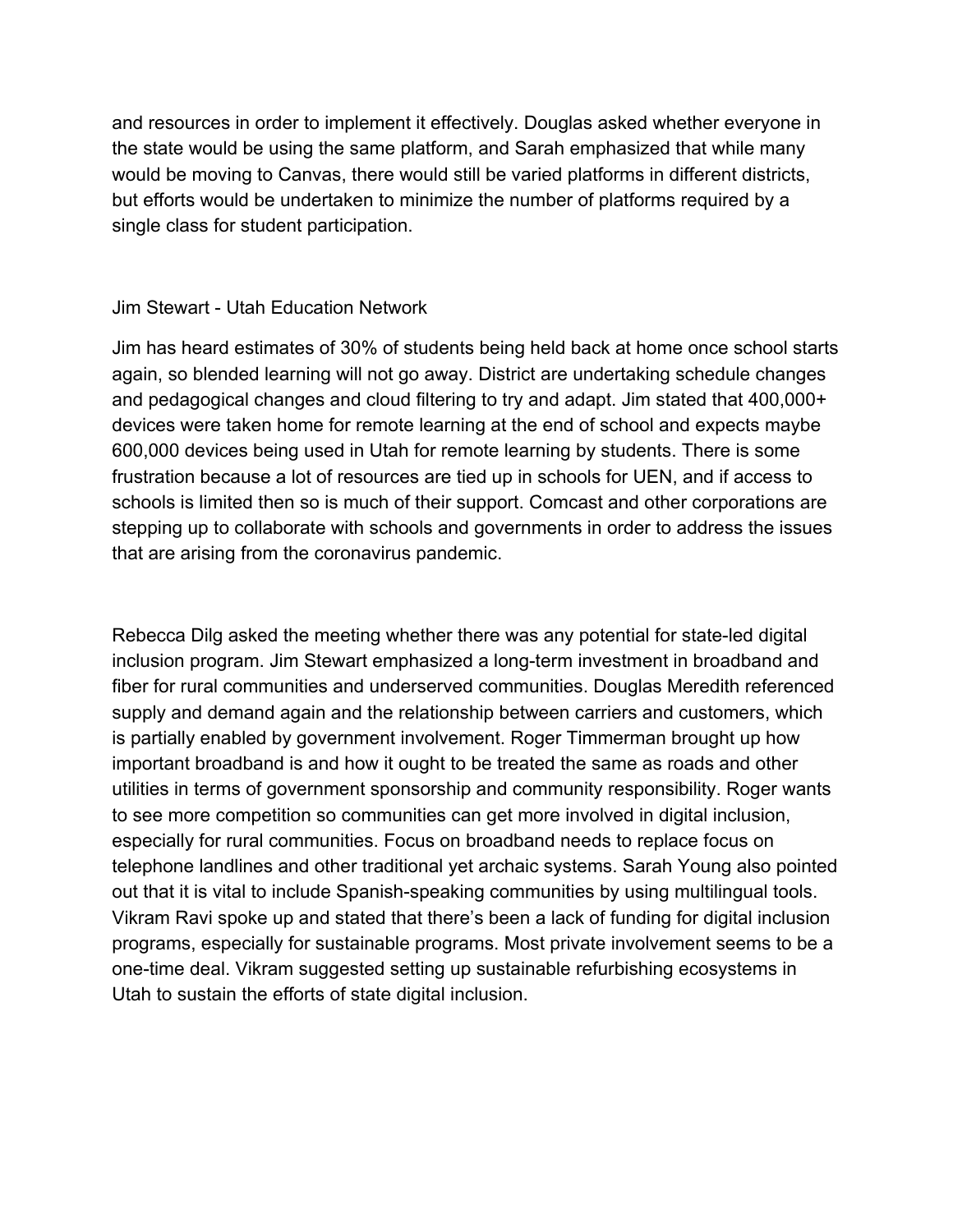and resources in order to implement it effectively. Douglas asked whether everyone in the state would be using the same platform, and Sarah emphasized that while many would be moving to Canvas, there would still be varied platforms in different districts, but efforts would be undertaken to minimize the number of platforms required by a single class for student participation.

Jim Stewart - Utah Education Network

Jim has heard estimates of 30% of students being held back at home once school starts again, so blended learning will not go away. District are undertaking schedule changes and pedagogical changes and cloud filtering to try and adapt. Jim stated that 400,000+ devices were taken home for remote learning at the end of school and expects maybe 600,000 devices being used in Utah for remote learning by students. There is some frustration because a lot of resources are tied up in schools for UEN, and if access to schools is limited then so is much of their support. Comcast and other corporations are stepping up to collaborate with schools and governments in order to address the issues that are arising from the coronavirus pandemic.

Rebecca Dilg asked the meeting whether there was any potential for state-led digital inclusion program. Jim Stewart emphasized a long-term investment in broadband and fiber for rural communities and underserved communities. Douglas Meredith referenced supply and demand again and the relationship between carriers and customers, which is partially enabled by government involvement. Roger Timmerman brought up how important broadband is and how it ought to be treated the same as roads and other utilities in terms of government sponsorship and community responsibility. Roger wants to see more competition so communities can get more involved in digital inclusion, especially for rural communities. Focus on broadband needs to replace focus on telephone landlines and other traditional yet archaic systems. Sarah Young also pointed out that it is vital to include Spanish-speaking communities by using multilingual tools. Vikram Ravi spoke up and stated that there's been a lack of funding for digital inclusion programs, especially for sustainable programs. Most private involvement seems to be a one-time deal. Vikram suggested setting up sustainable refurbishing ecosystems in Utah to sustain the efforts of state digital inclusion.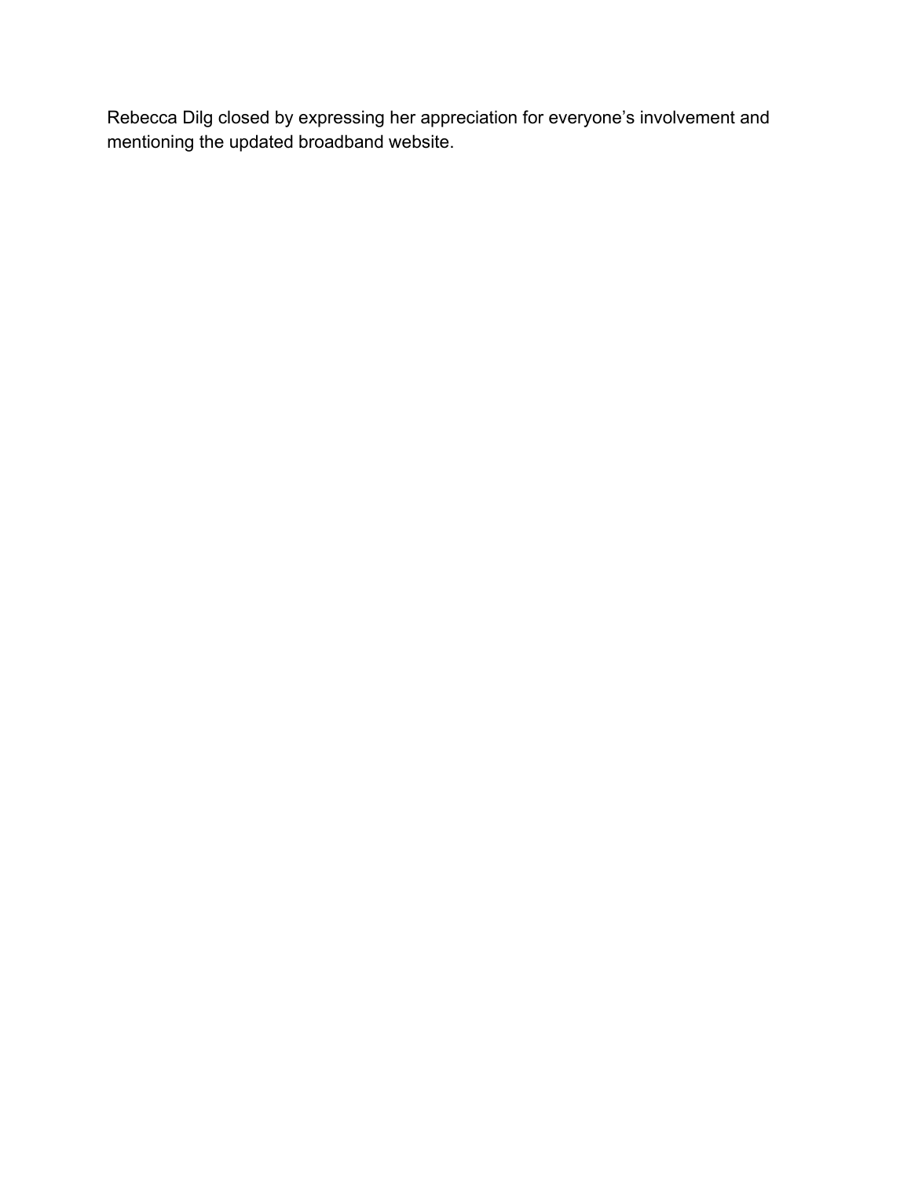Rebecca Dilg closed by expressing her appreciation for everyone’s involvement and mentioning the updated broadband website.